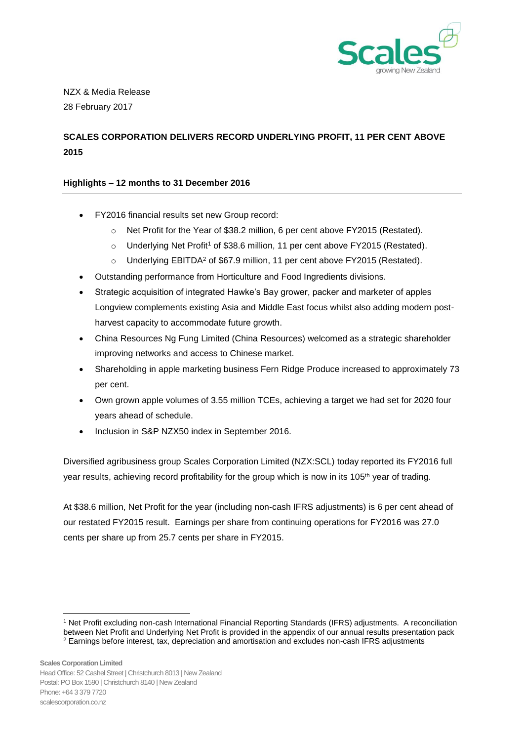NZX & Media Release

28 February 2017

# SCALES CORPORATION DELIVERS RECORD UNDERLYING PROFIT, 11 PER CENT ABOVE 2015

### Highlights – 12 months to 31 December 2016

- FY2016 financial results set new Group record:
  - Net Profit for the Year of $38.2 million, 6 per cent above FY2015 (Restated).
  - Underlying Net Profit[1] of $38.6 million, 11 per cent above FY2015 (Restated).
  - Underlying EBITDA[2] of $67.9 million, 11 per cent above FY2015 (Restated).
- Outstanding performance from Horticulture and Food Ingredients divisions.
- Strategic acquisition of integrated Hawke's Bay grower, packer and marketer of apples Longview complements existing Asia and Middle East focus whilst also adding modern post-harvest capacity to accommodate future growth.
- China Resources Ng Fung Limited (China Resources) welcomed as a strategic shareholder improving networks and access to Chinese market.
- Shareholding in apple marketing business Fern Ridge Produce increased to approximately 73 per cent.
- Own grown apple volumes of 3.55 million TCEs, achieving a target we had set for 2020 four years ahead of schedule.
- Inclusion in S&P NZX50 index in September 2016.

Diversified agribusiness group Scales Corporation Limited (NZX:SCL) today reported its FY2016 full year results, achieving record profitability for the group which is now in its 105th year of trading.

At $38.6 million, Net Profit for the year (including non-cash IFRS adjustments) is 6 per cent ahead of our restated FY2015 result. Earnings per share from continuing operations for FY2016 was 27.0 cents per share up from 25.7 cents per share in FY2015.

[1] Net Profit excluding non-cash International Financial Reporting Standards (IFRS) adjustments. A reconciliation between Net Profit and Underlying Net Profit is provided in the appendix of our annual results presentation pack

[2] Earnings before interest, tax, depreciation and amortisation and excludes non-cash IFRS adjustments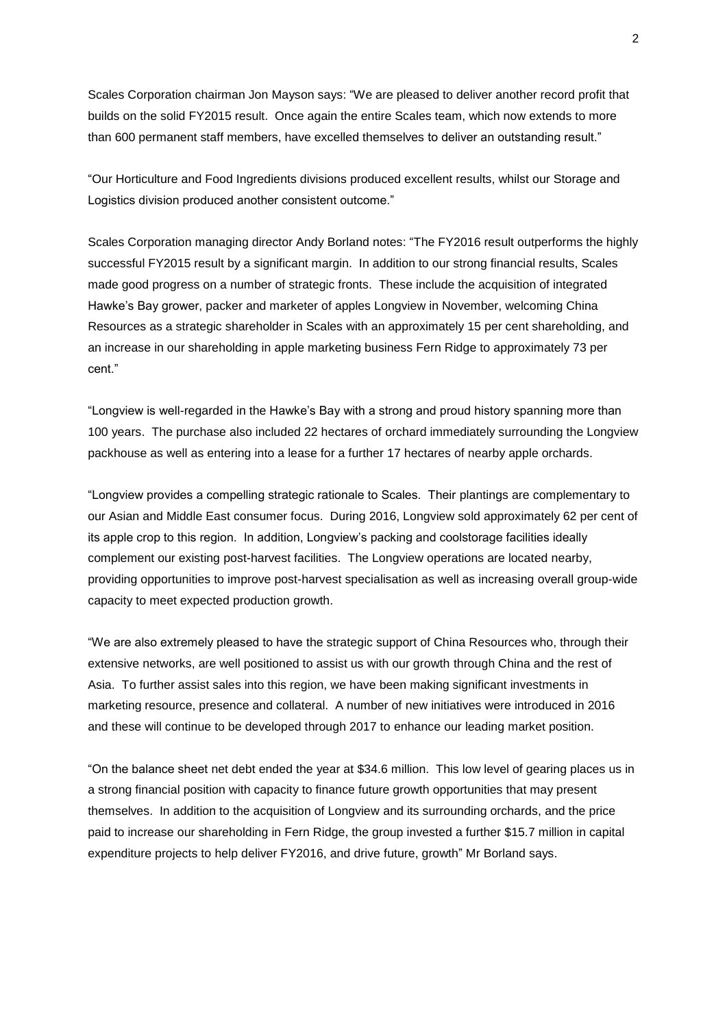Scales Corporation chairman Jon Mayson says: "We are pleased to deliver another record profit that builds on the solid FY2015 result. Once again the entire Scales team, which now extends to more than 600 permanent staff members, have excelled themselves to deliver an outstanding result."

"Our Horticulture and Food Ingredients divisions produced excellent results, whilst our Storage and Logistics division produced another consistent outcome."

Scales Corporation managing director Andy Borland notes: "The FY2016 result outperforms the highly successful FY2015 result by a significant margin. In addition to our strong financial results, Scales made good progress on a number of strategic fronts. These include the acquisition of integrated Hawke's Bay grower, packer and marketer of apples Longview in November, welcoming China Resources as a strategic shareholder in Scales with an approximately 15 per cent shareholding, and an increase in our shareholding in apple marketing business Fern Ridge to approximately 73 per cent."

"Longview is well-regarded in the Hawke's Bay with a strong and proud history spanning more than 100 years. The purchase also included 22 hectares of orchard immediately surrounding the Longview packhouse as well as entering into a lease for a further 17 hectares of nearby apple orchards.

"Longview provides a compelling strategic rationale to Scales. Their plantings are complementary to our Asian and Middle East consumer focus. During 2016, Longview sold approximately 62 per cent of its apple crop to this region. In addition, Longview's packing and coolstorage facilities ideally complement our existing post-harvest facilities. The Longview operations are located nearby, providing opportunities to improve post-harvest specialisation as well as increasing overall group-wide capacity to meet expected production growth.

"We are also extremely pleased to have the strategic support of China Resources who, through their extensive networks, are well positioned to assist us with our growth through China and the rest of Asia. To further assist sales into this region, we have been making significant investments in marketing resource, presence and collateral. A number of new initiatives were introduced in 2016 and these will continue to be developed through 2017 to enhance our leading market position.

"On the balance sheet net debt ended the year at $34.6 million. This low level of gearing places us in a strong financial position with capacity to finance future growth opportunities that may present themselves. In addition to the acquisition of Longview and its surrounding orchards, and the price paid to increase our shareholding in Fern Ridge, the group invested a further $15.7 million in capital expenditure projects to help deliver FY2016, and drive future, growth" Mr Borland says.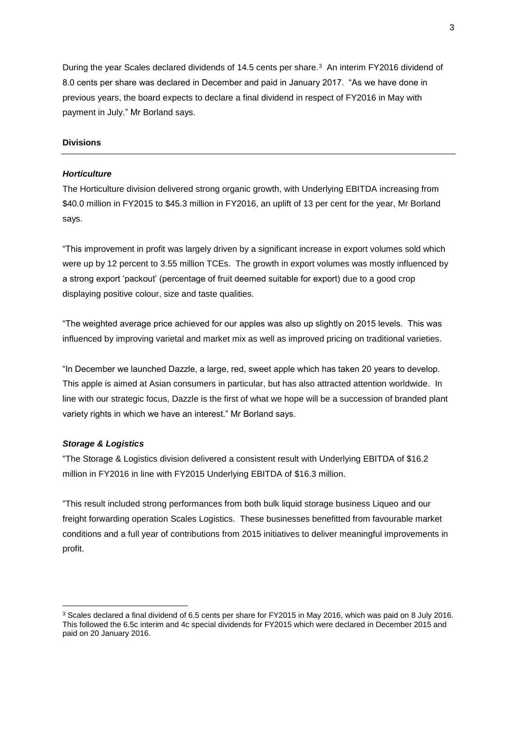During the year Scales declared dividends of 14.5 cents per share.[3] An interim FY2016 dividend of 8.0 cents per share was declared in December and paid in January 2017. "As we have done in previous years, the board expects to declare a final dividend in respect of FY2016 in May with payment in July." Mr Borland says.

## Divisions

### *Horticulture*

The Horticulture division delivered strong organic growth, with Underlying EBITDA increasing from $40.0 million in FY2015 to $45.3 million in FY2016, an uplift of 13 per cent for the year, Mr Borland says.

"This improvement in profit was largely driven by a significant increase in export volumes sold which were up by 12 percent to 3.55 million TCEs. The growth in export volumes was mostly influenced by a strong export 'packout' (percentage of fruit deemed suitable for export) due to a good crop displaying positive colour, size and taste qualities.

"The weighted average price achieved for our apples was also up slightly on 2015 levels. This was influenced by improving varietal and market mix as well as improved pricing on traditional varieties.

"In December we launched Dazzle, a large, red, sweet apple which has taken 20 years to develop. This apple is aimed at Asian consumers in particular, but has also attracted attention worldwide. In line with our strategic focus, Dazzle is the first of what we hope will be a succession of branded plant variety rights in which we have an interest." Mr Borland says.

### *Storage & Logistics*

"The Storage & Logistics division delivered a consistent result with Underlying EBITDA of $16.2 million in FY2016 in line with FY2015 Underlying EBITDA of $16.3 million.

"This result included strong performances from both bulk liquid storage business Liqueo and our freight forwarding operation Scales Logistics. These businesses benefitted from favourable market conditions and a full year of contributions from 2015 initiatives to deliver meaningful improvements in profit.

---

[3] Scales declared a final dividend of 6.5 cents per share for FY2015 in May 2016, which was paid on 8 July 2016. This followed the 6.5c interim and 4c special dividends for FY2015 which were declared in December 2015 and paid on 20 January 2016.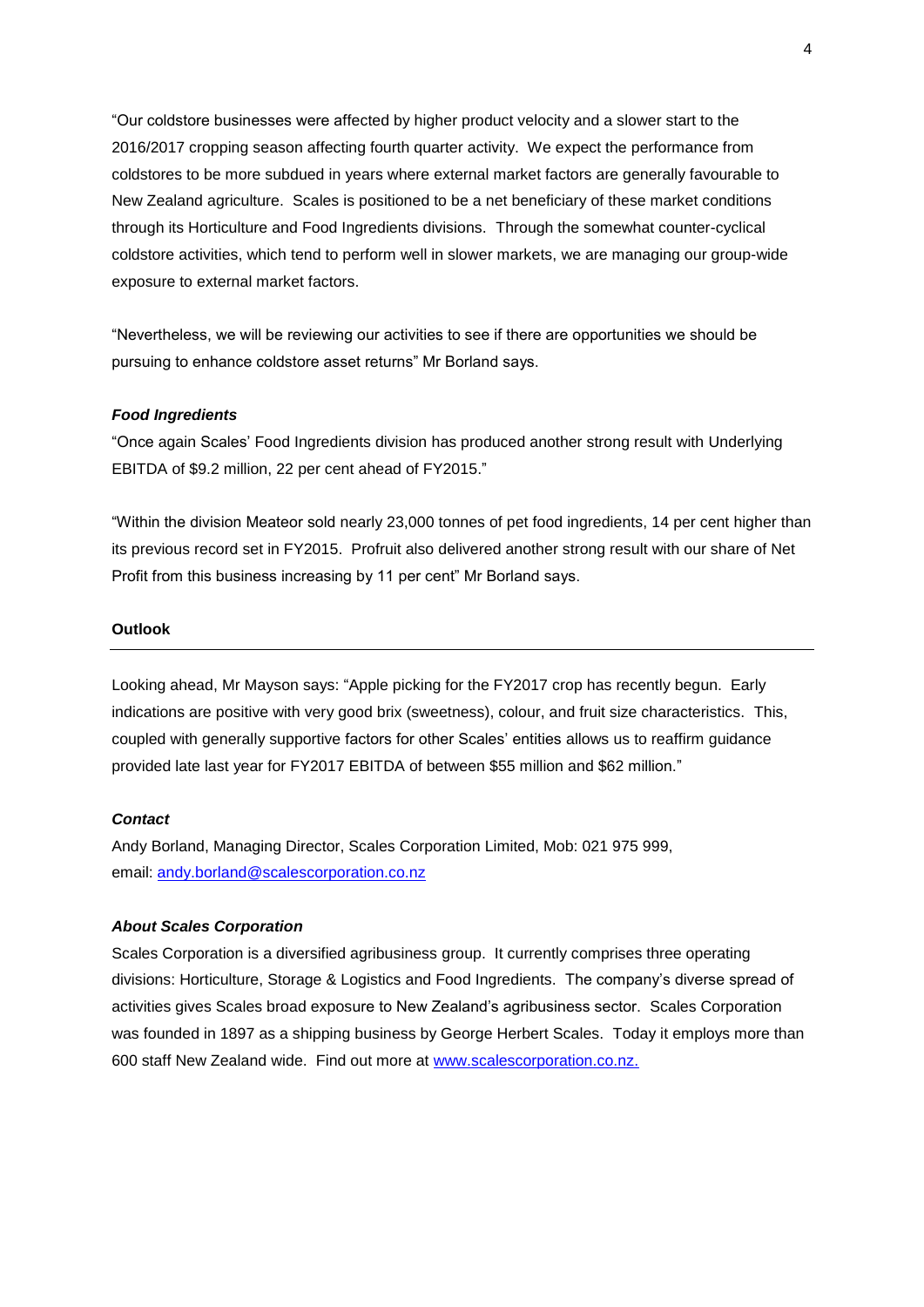"Our coldstore businesses were affected by higher product velocity and a slower start to the 2016/2017 cropping season affecting fourth quarter activity. We expect the performance from coldstores to be more subdued in years where external market factors are generally favourable to New Zealand agriculture. Scales is positioned to be a net beneficiary of these market conditions through its Horticulture and Food Ingredients divisions. Through the somewhat counter-cyclical coldstore activities, which tend to perform well in slower markets, we are managing our group-wide exposure to external market factors.

"Nevertheless, we will be reviewing our activities to see if there are opportunities we should be pursuing to enhance coldstore asset returns" Mr Borland says.

***Food Ingredients***

"Once again Scales' Food Ingredients division has produced another strong result with Underlying EBITDA of $9.2 million, 22 per cent ahead of FY2015."

"Within the division Meateor sold nearly 23,000 tonnes of pet food ingredients, 14 per cent higher than its previous record set in FY2015. Profruit also delivered another strong result with our share of Net Profit from this business increasing by 11 per cent" Mr Borland says.

**Outlook**

Looking ahead, Mr Mayson says: "Apple picking for the FY2017 crop has recently begun. Early indications are positive with very good brix (sweetness), colour, and fruit size characteristics. This, coupled with generally supportive factors for other Scales' entities allows us to reaffirm guidance provided late last year for FY2017 EBITDA of between $55 million and $62 million."

***Contact***

Andy Borland, Managing Director, Scales Corporation Limited, Mob: 021 975 999,
email: andy.borland@scalescorporation.co.nz

***About Scales Corporation***

Scales Corporation is a diversified agribusiness group. It currently comprises three operating divisions: Horticulture, Storage & Logistics and Food Ingredients. The company's diverse spread of activities gives Scales broad exposure to New Zealand's agribusiness sector. Scales Corporation was founded in 1897 as a shipping business by George Herbert Scales. Today it employs more than 600 staff New Zealand wide. Find out more at www.scalescorporation.co.nz.